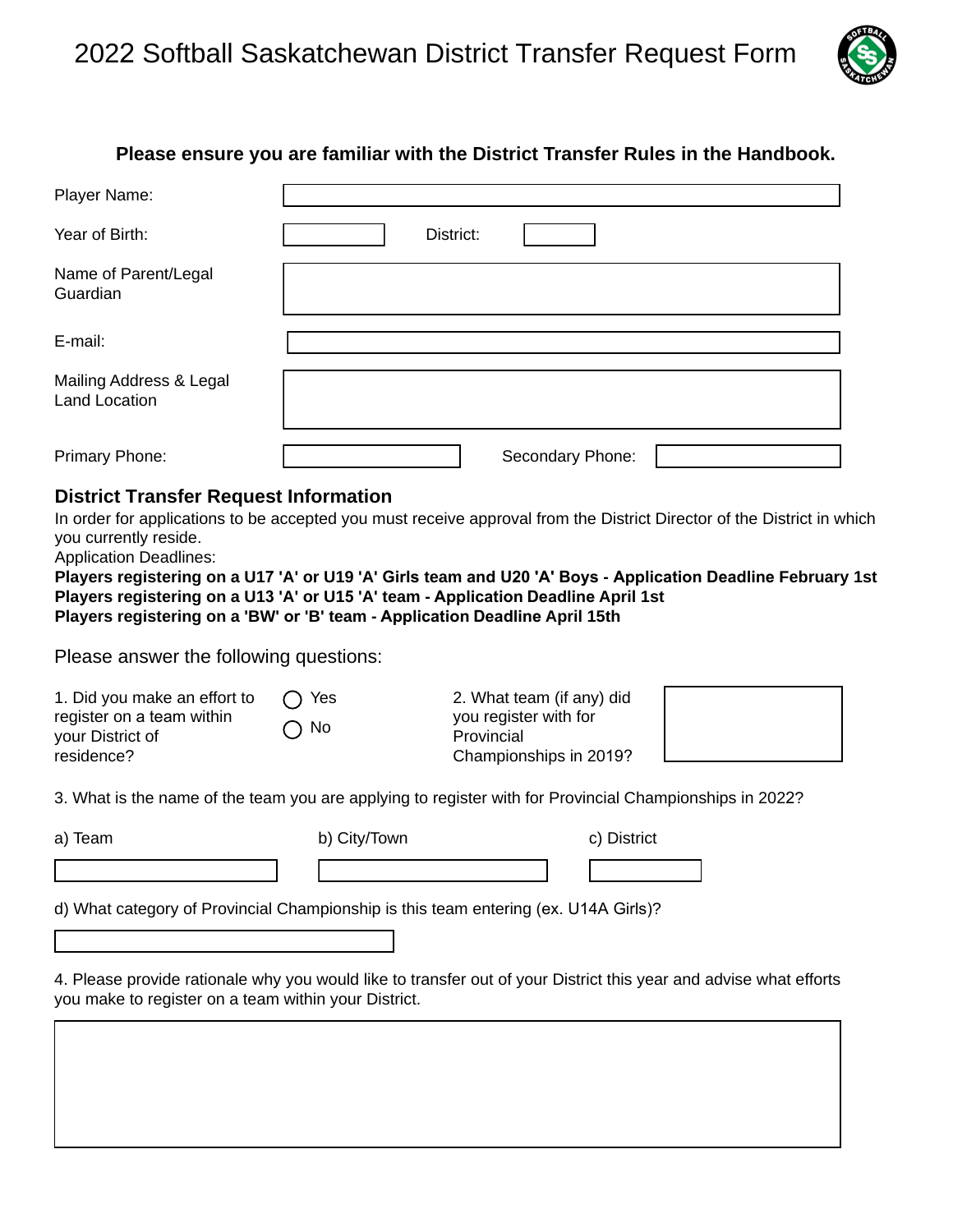# 2022 Softball Saskatchewan District Transfer Request Form

**Please ensure you are familiar with the District Transfer Rules in the Handbook.**

Player Name:

Year of Birth: District:

Name of Parent/Legal Guardian

E-mail:

Mailing Address & Legal Land Location

Primary Phone: Secondary Phone:

## District Transfer Request Information

In order for applications to be accepted you must receive approval from the District Director of the District in which you currently reside.

Application Deadlines:

**Players registering on a U17 'A' or U19 'A' Girls team and U20 'A' Boys - Application Deadline February 1st**
**Players registering on a U13 'A' or U15 'A' team - Application Deadline April 1st**
**Players registering on a 'BW' or 'B' team - Application Deadline April 15th**

Please answer the following questions:

1. Did you make an effort to register on a team within your District of residence?

◯ Yes
◯ No

2. What team (if any) did you register with for Provincial Championships in 2019?

3. What is the name of the team you are applying to register with for Provincial Championships in 2022?

a) Team

b) City/Town

c) District

d) What category of Provincial Championship is this team entering (ex. U14A Girls)?

4. Please provide rationale why you would like to transfer out of your District this year and advise what efforts you make to register on a team within your District.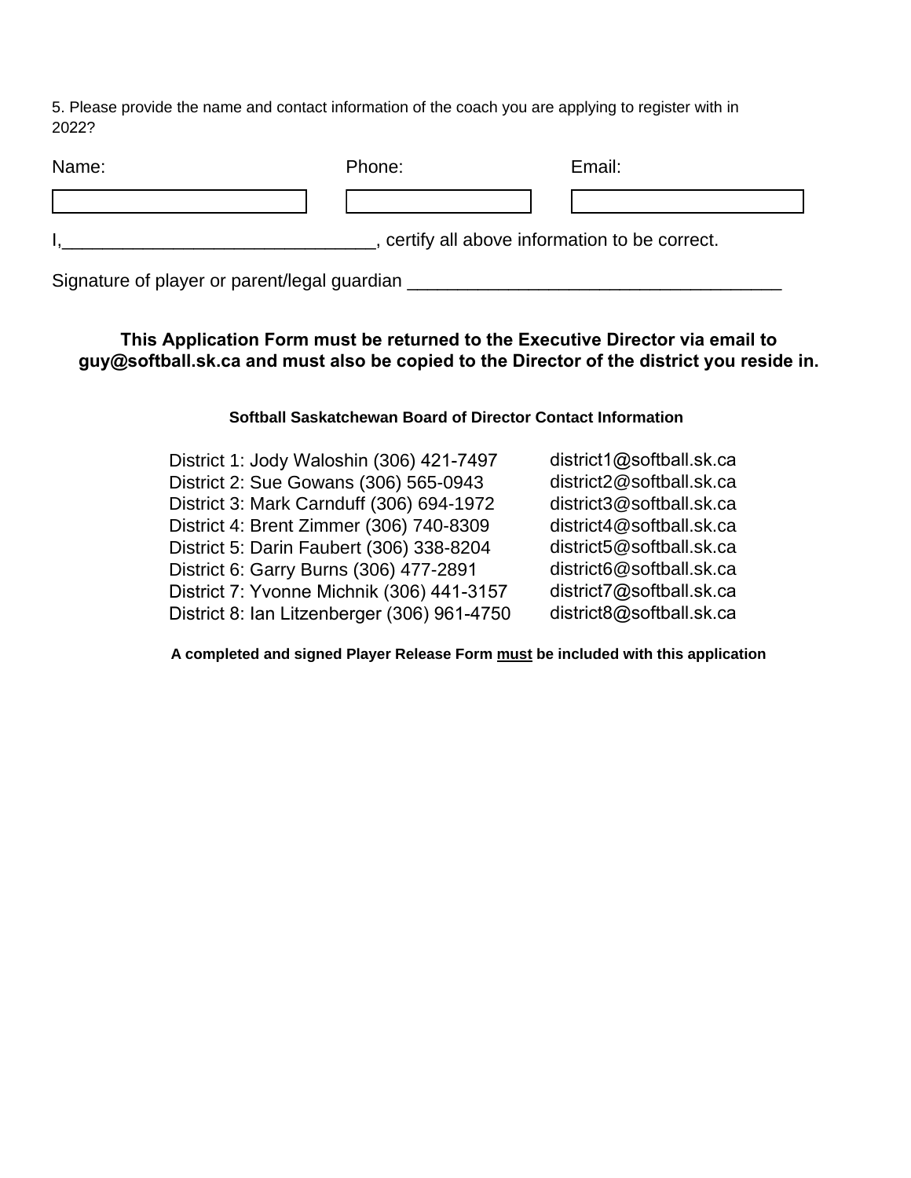5. Please provide the name and contact information of the coach you are applying to register with in 2022?

| Name: | Phone: | Email: |
| --- | --- | --- |
| | | |

I,_______________________________, certify all above information to be correct.

Signature of player or parent/legal guardian ____________________________________

**This Application Form must be returned to the Executive Director via email to guy@softball.sk.ca and must also be copied to the Director of the district you reside in.**

**Softball Saskatchewan Board of Director Contact Information**

| | |
| --- | --- |
| District 1: Jody Waloshin (306) 421-7497 | district1@softball.sk.ca |
| District 2: Sue Gowans (306) 565-0943 | district2@softball.sk.ca |
| District 3: Mark Carnduff (306) 694-1972 | district3@softball.sk.ca |
| District 4: Brent Zimmer (306) 740-8309 | district4@softball.sk.ca |
| District 5: Darin Faubert (306) 338-8204 | district5@softball.sk.ca |
| District 6: Garry Burns (306) 477-2891 | district6@softball.sk.ca |
| District 7: Yvonne Michnik (306) 441-3157 | district7@softball.sk.ca |
| District 8: Ian Litzenberger (306) 961-4750 | district8@softball.sk.ca |

**A completed and signed Player Release Form <u>must</u> be included with this application**